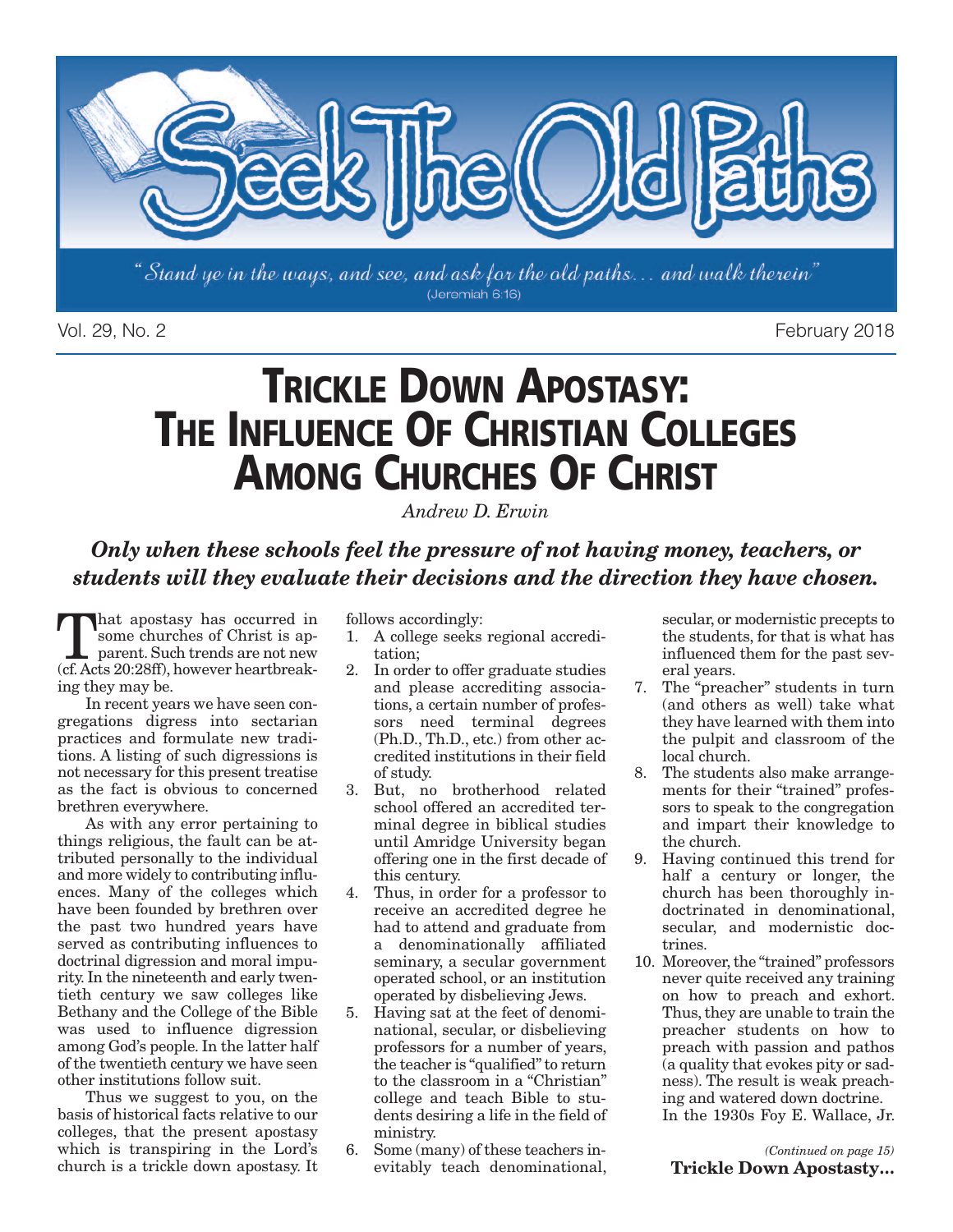# Seek The Old Paths

"Stand ye in the ways, and see, and ask for the old paths... and walk therein" (Jeremiah 6:16)

Vol. 29, No. 2 February 2018

# TRICKLE DOWN APOSTASY: THE INFLUENCE OF CHRISTIAN COLLEGES AMONG CHURCHES OF CHRIST

*Andrew D. Erwin*

***Only when these schools feel the pressure of not having money, teachers, or students will they evaluate their decisions and the direction they have chosen.***

That apostasy has occurred in some churches of Christ is apparent. Such trends are not new (cf. Acts 20:28ff), however heartbreaking they may be.

In recent years we have seen congregations digress into sectarian practices and formulate new traditions. A listing of such digressions is not necessary for this present treatise as the fact is obvious to concerned brethren everywhere.

As with any error pertaining to things religious, the fault can be attributed personally to the individual and more widely to contributing influences. Many of the colleges which have been founded by brethren over the past two hundred years have served as contributing influences to doctrinal digression and moral impurity. In the nineteenth and early twentieth century we saw colleges like Bethany and the College of the Bible was used to influence digression among God's people. In the latter half of the twentieth century we have seen other institutions follow suit.

Thus we suggest to you, on the basis of historical facts relative to our colleges, that the present apostasy which is transpiring in the Lord's church is a trickle down apostasy. It follows accordingly:

1. A college seeks regional accreditation;
2. In order to offer graduate studies and please accrediting associations, a certain number of professors need terminal degrees (Ph.D., Th.D., etc.) from other accredited institutions in their field of study.
3. But, no brotherhood related school offered an accredited terminal degree in biblical studies until Amridge University began offering one in the first decade of this century.
4. Thus, in order for a professor to receive an accredited degree he had to attend and graduate from a denominationally affiliated seminary, a secular government operated school, or an institution operated by disbelieving Jews.
5. Having sat at the feet of denominational, secular, or disbelieving professors for a number of years, the teacher is "qualified" to return to the classroom in a "Christian" college and teach Bible to students desiring a life in the field of ministry.
6. Some (many) of these teachers inevitably teach denominational, secular, or modernistic precepts to the students, for that is what has influenced them for the past several years.
7. The "preacher" students in turn (and others as well) take what they have learned with them into the pulpit and classroom of the local church.
8. The students also make arrangements for their "trained" professors to speak to the congregation and impart their knowledge to the church.
9. Having continued this trend for half a century or longer, the church has been thoroughly indoctrinated in denominational, secular, and modernistic doctrines.
10. Moreover, the "trained" professors never quite received any training on how to preach and exhort. Thus, they are unable to train the preacher students on how to preach with passion and pathos (a quality that evokes pity or sadness). The result is weak preaching and watered down doctrine.

In the 1930s Foy E. Wallace, Jr.

*(Continued on page 15)*
**Trickle Down Apostasty...**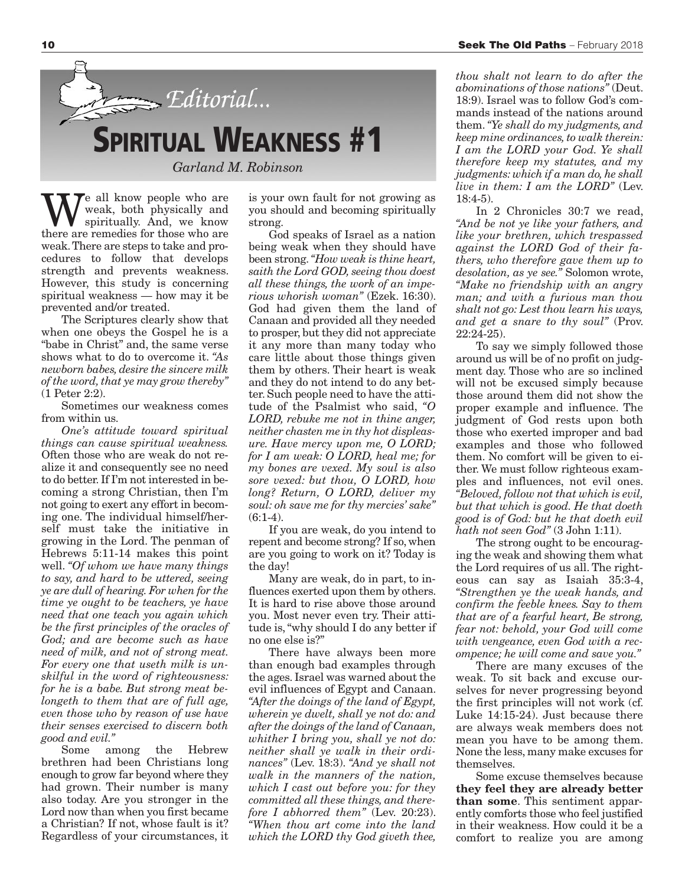# Editorial...

# SPIRITUAL WEAKNESS #1

*Garland M. Robinson*

We all know people who are weak, both physically and spiritually. And, we know there are remedies for those who are weak. There are steps to take and procedures to follow that develops strength and prevents weakness. However, this study is concerning spiritual weakness — how may it be prevented and/or treated.

The Scriptures clearly show that when one obeys the Gospel he is a "babe in Christ" and, the same verse shows what to do to overcome it. *"As newborn babes, desire the sincere milk of the word, that ye may grow thereby"* (1 Peter 2:2).

Sometimes our weakness comes from within us.

*One's attitude toward spiritual things can cause spiritual weakness.* Often those who are weak do not realize it and consequently see no need to do better. If I'm not interested in becoming a strong Christian, then I'm not going to exert any effort in becoming one. The individual himself/herself must take the initiative in growing in the Lord. The penman of Hebrews 5:11-14 makes this point well. *"Of whom we have many things to say, and hard to be uttered, seeing ye are dull of hearing. For when for the time ye ought to be teachers, ye have need that one teach you again which be the first principles of the oracles of God; and are become such as have need of milk, and not of strong meat. For every one that useth milk is unskilful in the word of righteousness: for he is a babe. But strong meat belongeth to them that are of full age, even those who by reason of use have their senses exercised to discern both good and evil."*

Some among the Hebrew brethren had been Christians long enough to grow far beyond where they had grown. Their number is many also today. Are you stronger in the Lord now than when you first became a Christian? If not, whose fault is it? Regardless of your circumstances, it is your own fault for not growing as you should and becoming spiritually strong.

God speaks of Israel as a nation being weak when they should have been strong. *"How weak is thine heart, saith the Lord GOD, seeing thou doest all these things, the work of an imperious whorish woman"* (Ezek. 16:30). God had given them the land of Canaan and provided all they needed to prosper, but they did not appreciate it any more than many today who care little about those things given them by others. Their heart is weak and they do not intend to do any better. Such people need to have the attitude of the Psalmist who said, *"O LORD, rebuke me not in thine anger, neither chasten me in thy hot displeasure. Have mercy upon me, O LORD; for I am weak: O LORD, heal me; for my bones are vexed. My soul is also sore vexed: but thou, O LORD, how long? Return, O LORD, deliver my soul: oh save me for thy mercies' sake"* (6:1-4).

If you are weak, do you intend to repent and become strong? If so, when are you going to work on it? Today is the day!

Many are weak, do in part, to influences exerted upon them by others. It is hard to rise above those around you. Most never even try. Their attitude is, "why should I do any better if no one else is?"

There have always been more than enough bad examples through the ages. Israel was warned about the evil influences of Egypt and Canaan. *"After the doings of the land of Egypt, wherein ye dwelt, shall ye not do: and after the doings of the land of Canaan, whither I bring you, shall ye not do: neither shall ye walk in their ordinances"* (Lev. 18:3). *"And ye shall not walk in the manners of the nation, which I cast out before you: for they committed all these things, and therefore I abhorred them"* (Lev. 20:23). *"When thou art come into the land which the LORD thy God giveth thee, thou shalt not learn to do after the abominations of those nations"* (Deut. 18:9). Israel was to follow God's commands instead of the nations around them. *"Ye shall do my judgments, and keep mine ordinances, to walk therein: I am the LORD your God. Ye shall therefore keep my statutes, and my judgments: which if a man do, he shall live in them: I am the LORD"* (Lev. 18:4-5).

In 2 Chronicles 30:7 we read, *"And be not ye like your fathers, and like your brethren, which trespassed against the LORD God of their fathers, who therefore gave them up to desolation, as ye see."* Solomon wrote, *"Make no friendship with an angry man; and with a furious man thou shalt not go: Lest thou learn his ways, and get a snare to thy soul"* (Prov. 22:24-25).

To say we simply followed those around us will be of no profit on judgment day. Those who are so inclined will not be excused simply because those around them did not show the proper example and influence. The judgment of God rests upon both those who exerted improper and bad examples and those who followed them. No comfort will be given to either. We must follow righteous examples and influences, not evil ones. *"Beloved, follow not that which is evil, but that which is good. He that doeth good is of God: but he that doeth evil hath not seen God"* (3 John 1:11).

The strong ought to be encouraging the weak and showing them what the Lord requires of us all. The righteous can say as Isaiah 35:3-4, *"Strengthen ye the weak hands, and confirm the feeble knees. Say to them that are of a fearful heart, Be strong, fear not: behold, your God will come with vengeance, even God with a recompence; he will come and save you."*

There are many excuses of the weak. To sit back and excuse ourselves for never progressing beyond the first principles will not work (cf. Luke 14:15-24). Just because there are always weak members does not mean you have to be among them. None the less, many make excuses for themselves.

Some excuse themselves because **they feel they are already better than some**. This sentiment apparently comforts those who feel justified in their weakness. How could it be a comfort to realize you are among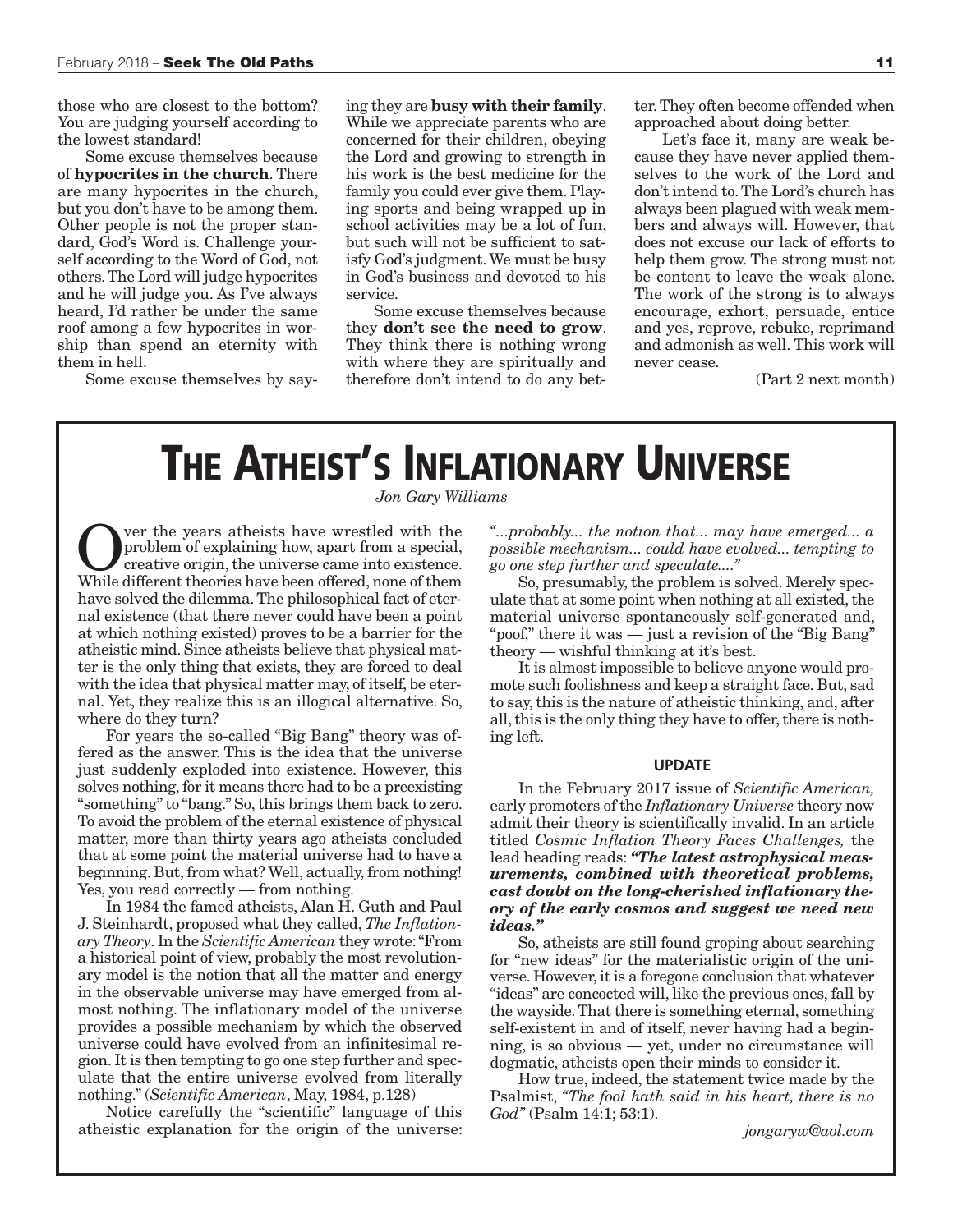those who are closest to the bottom? You are judging yourself according to the lowest standard!

Some excuse themselves because of **hypocrites in the church**. There are many hypocrites in the church, but you don't have to be among them. Other people is not the proper standard, God's Word is. Challenge yourself according to the Word of God, not others. The Lord will judge hypocrites and he will judge you. As I've always heard, I'd rather be under the same roof among a few hypocrites in worship than spend an eternity with them in hell.

Some excuse themselves by saying they are **busy with their family**. While we appreciate parents who are concerned for their children, obeying the Lord and growing to strength in his work is the best medicine for the family you could ever give them. Playing sports and being wrapped up in school activities may be a lot of fun, but such will not be sufficient to satisfy God's judgment. We must be busy in God's business and devoted to his service.

Some excuse themselves because they **don't see the need to grow**. They think there is nothing wrong with where they are spiritually and therefore don't intend to do any better. They often become offended when approached about doing better.

Let's face it, many are weak because they have never applied themselves to the work of the Lord and don't intend to. The Lord's church has always been plagued with weak members and always will. However, that does not excuse our lack of efforts to help them grow. The strong must not be content to leave the weak alone. The work of the strong is to always encourage, exhort, persuade, entice and yes, reprove, rebuke, reprimand and admonish as well. This work will never cease.

(Part 2 next month)

# The Atheist's Inflationary Universe

*Jon Gary Williams*

Over the years atheists have wrestled with the problem of explaining how, apart from a special, creative origin, the universe came into existence. While different theories have been offered, none of them have solved the dilemma. The philosophical fact of eternal existence (that there never could have been a point at which nothing existed) proves to be a barrier for the atheistic mind. Since atheists believe that physical matter is the only thing that exists, they are forced to deal with the idea that physical matter may, of itself, be eternal. Yet, they realize this is an illogical alternative. So, where do they turn?

For years the so-called "Big Bang" theory was offered as the answer. This is the idea that the universe just suddenly exploded into existence. However, this solves nothing, for it means there had to be a preexisting "something" to "bang." So, this brings them back to zero. To avoid the problem of the eternal existence of physical matter, more than thirty years ago atheists concluded that at some point the material universe had to have a beginning. But, from what? Well, actually, from nothing! Yes, you read correctly — from nothing.

In 1984 the famed atheists, Alan H. Guth and Paul J. Steinhardt, proposed what they called, *The Inflationary Theory*. In the *Scientific American* they wrote: "From a historical point of view, probably the most revolutionary model is the notion that all the matter and energy in the observable universe may have emerged from almost nothing. The inflationary model of the universe provides a possible mechanism by which the observed universe could have evolved from an infinitesimal region. It is then tempting to go one step further and speculate that the entire universe evolved from literally nothing." (*Scientific American*, May, 1984, p.128)

Notice carefully the "scientific" language of this atheistic explanation for the origin of the universe: *"...probably... the notion that... may have emerged... a possible mechanism... could have evolved... tempting to go one step further and speculate...."*

So, presumably, the problem is solved. Merely speculate that at some point when nothing at all existed, the material universe spontaneously self-generated and, "poof," there it was — just a revision of the "Big Bang" theory — wishful thinking at it's best.

It is almost impossible to believe anyone would promote such foolishness and keep a straight face. But, sad to say, this is the nature of atheistic thinking, and, after all, this is the only thing they have to offer, there is nothing left.

#### UPDATE

In the February 2017 issue of *Scientific American,* early promoters of the *Inflationary Universe* theory now admit their theory is scientifically invalid. In an article titled *Cosmic Inflation Theory Faces Challenges,* the lead heading reads: ***"The latest astrophysical measurements, combined with theoretical problems, cast doubt on the long-cherished inflationary theory of the early cosmos and suggest we need new ideas."***

So, atheists are still found groping about searching for "new ideas" for the materialistic origin of the universe. However, it is a foregone conclusion that whatever "ideas" are concocted will, like the previous ones, fall by the wayside. That there is something eternal, something self-existent in and of itself, never having had a beginning, is so obvious — yet, under no circumstance will dogmatic, atheists open their minds to consider it.

How true, indeed, the statement twice made by the Psalmist, *"The fool hath said in his heart, there is no God"* (Psalm 14:1; 53:1).

*jongaryw@aol.com*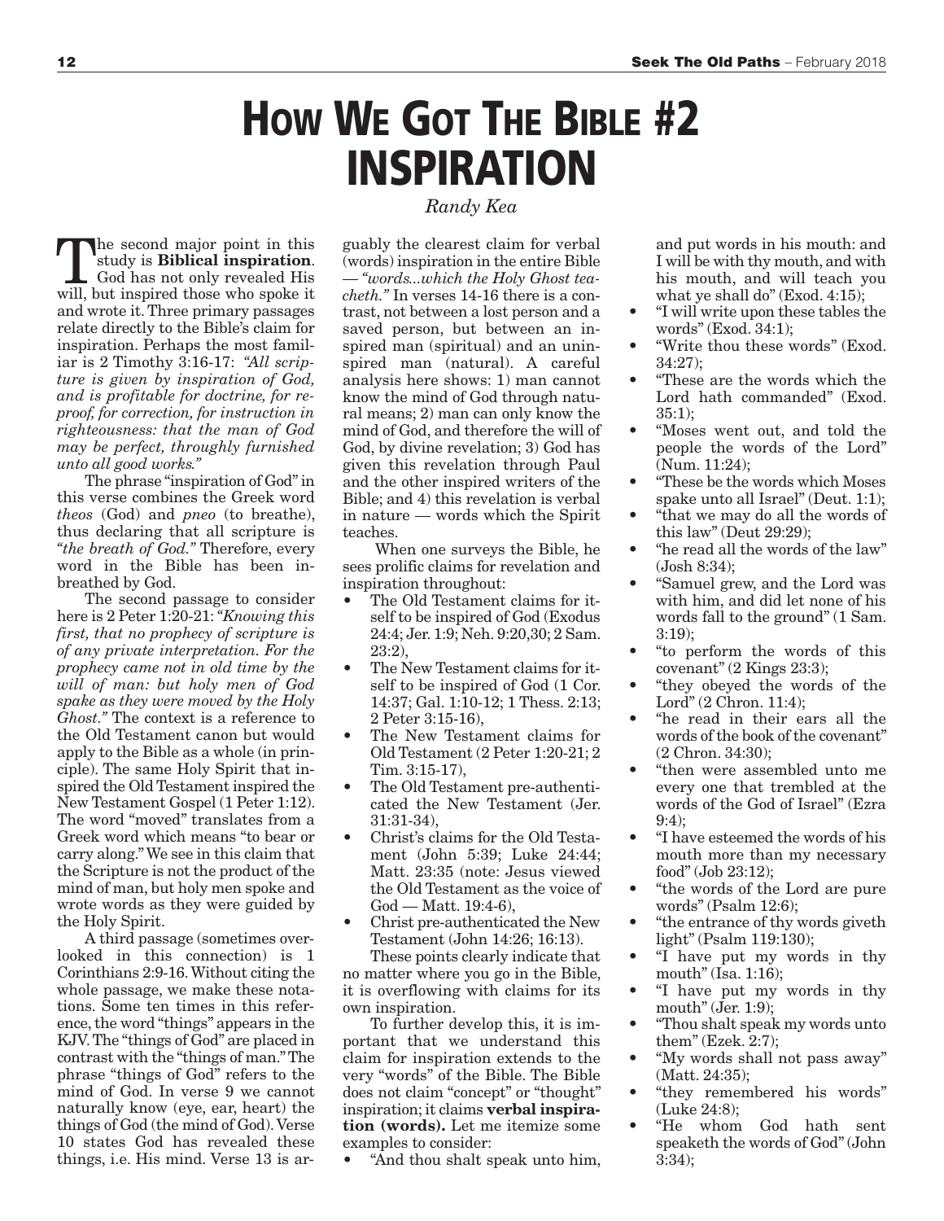# HOW WE GOT THE BIBLE #2
# INSPIRATION

*Randy Kea*

The second major point in this study is **Biblical inspiration**. God has not only revealed His will, but inspired those who spoke it and wrote it. Three primary passages relate directly to the Bible's claim for inspiration. Perhaps the most familiar is 2 Timothy 3:16-17: *"All scripture is given by inspiration of God, and is profitable for doctrine, for reproof, for correction, for instruction in righteousness: that the man of God may be perfect, throughly furnished unto all good works."*

The phrase "inspiration of God" in this verse combines the Greek word *theos* (God) and *pneo* (to breathe), thus declaring that all scripture is *"the breath of God."* Therefore, every word in the Bible has been inbreathed by God.

The second passage to consider here is 2 Peter 1:20-21: *"Knowing this first, that no prophecy of scripture is of any private interpretation. For the prophecy came not in old time by the will of man: but holy men of God spake as they were moved by the Holy Ghost."* The context is a reference to the Old Testament canon but would apply to the Bible as a whole (in principle). The same Holy Spirit that inspired the Old Testament inspired the New Testament Gospel (1 Peter 1:12). The word "moved" translates from a Greek word which means "to bear or carry along." We see in this claim that the Scripture is not the product of the mind of man, but holy men spoke and wrote words as they were guided by the Holy Spirit.

A third passage (sometimes overlooked in this connection) is 1 Corinthians 2:9-16. Without citing the whole passage, we make these notations. Some ten times in this reference, the word "things" appears in the KJV. The "things of God" are placed in contrast with the "things of man." The phrase "things of God" refers to the mind of God. In verse 9 we cannot naturally know (eye, ear, heart) the things of God (the mind of God). Verse 10 states God has revealed these things, i.e. His mind. Verse 13 is arguably the clearest claim for verbal (words) inspiration in the entire Bible — *"words...which the Holy Ghost teacheth."* In verses 14-16 there is a contrast, not between a lost person and a saved person, but between an inspired man (spiritual) and an uninspired man (natural). A careful analysis here shows: 1) man cannot know the mind of God through natural means; 2) man can only know the mind of God, and therefore the will of God, by divine revelation; 3) God has given this revelation through Paul and the other inspired writers of the Bible; and 4) this revelation is verbal in nature — words which the Spirit teaches.

When one surveys the Bible, he sees prolific claims for revelation and inspiration throughout:

- The Old Testament claims for itself to be inspired of God (Exodus 24:4; Jer. 1:9; Neh. 9:20,30; 2 Sam. 23:2),
- The New Testament claims for itself to be inspired of God (1 Cor. 14:37; Gal. 1:10-12; 1 Thess. 2:13; 2 Peter 3:15-16),
- The New Testament claims for Old Testament (2 Peter 1:20-21; 2 Tim. 3:15-17),
- The Old Testament pre-authenticated the New Testament (Jer. 31:31-34),
- Christ's claims for the Old Testament (John 5:39; Luke 24:44; Matt. 23:35 (note: Jesus viewed the Old Testament as the voice of God — Matt. 19:4-6),
- Christ pre-authenticated the New Testament (John 14:26; 16:13).

These points clearly indicate that no matter where you go in the Bible, it is overflowing with claims for its own inspiration.

To further develop this, it is important that we understand this claim for inspiration extends to the very "words" of the Bible. The Bible does not claim "concept" or "thought" inspiration; it claims **verbal inspiration (words).** Let me itemize some examples to consider:

- "And thou shalt speak unto him, and put words in his mouth: and I will be with thy mouth, and with his mouth, and will teach you what ye shall do" (Exod. 4:15);
- "I will write upon these tables the words" (Exod. 34:1);
- "Write thou these words" (Exod. 34:27);
- "These are the words which the Lord hath commanded" (Exod. 35:1);
- "Moses went out, and told the people the words of the Lord" (Num. 11:24);
- "These be the words which Moses spake unto all Israel" (Deut. 1:1);
- "that we may do all the words of this law" (Deut 29:29);
- "he read all the words of the law" (Josh 8:34);
- "Samuel grew, and the Lord was with him, and did let none of his words fall to the ground" (1 Sam. 3:19);
- "to perform the words of this covenant" (2 Kings 23:3);
- "they obeyed the words of the Lord" (2 Chron. 11:4);
- "he read in their ears all the words of the book of the covenant" (2 Chron. 34:30);
- "then were assembled unto me every one that trembled at the words of the God of Israel" (Ezra 9:4);
- "I have esteemed the words of his mouth more than my necessary food" (Job 23:12);
- "the words of the Lord are pure words" (Psalm 12:6);
- "the entrance of thy words giveth light" (Psalm 119:130);
- "I have put my words in thy mouth" (Isa. 1:16);
- "I have put my words in thy mouth" (Jer. 1:9);
- "Thou shalt speak my words unto them" (Ezek. 2:7);
- "My words shall not pass away" (Matt. 24:35);
- "they remembered his words" (Luke 24:8);
- "He whom God hath sent speaketh the words of God" (John 3:34);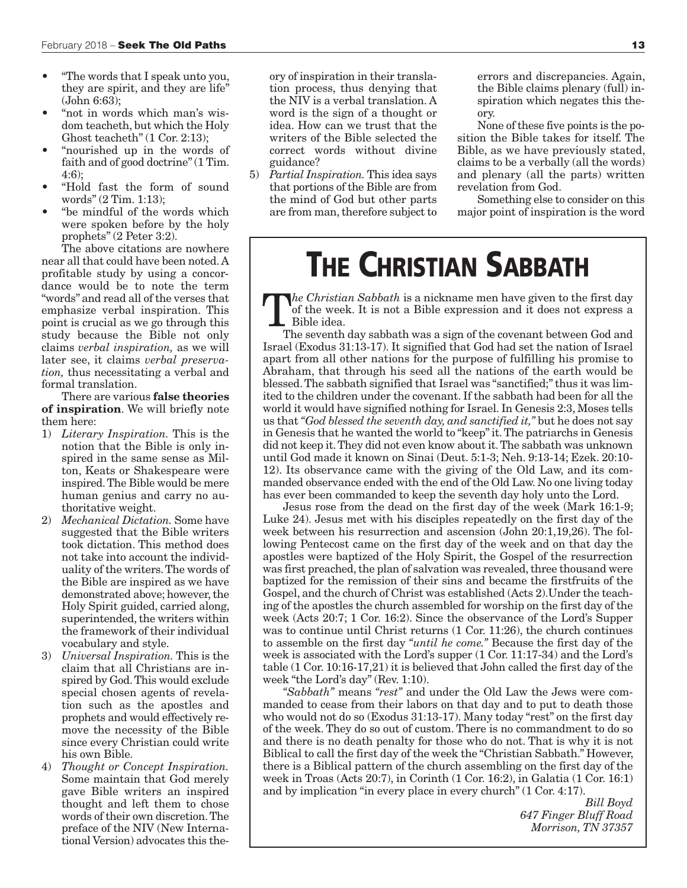- "The words that I speak unto you, they are spirit, and they are life" (John 6:63);
- "not in words which man's wisdom teacheth, but which the Holy Ghost teacheth" (1 Cor. 2:13);
- "nourished up in the words of faith and of good doctrine" (1 Tim. 4:6);
- "Hold fast the form of sound words" (2 Tim. 1:13);
- "be mindful of the words which were spoken before by the holy prophets" (2 Peter 3:2).

The above citations are nowhere near all that could have been noted. A profitable study by using a concordance would be to note the term "words" and read all of the verses that emphasize verbal inspiration. This point is crucial as we go through this study because the Bible not only claims *verbal inspiration,* as we will later see, it claims *verbal preservation,* thus necessitating a verbal and formal translation.

There are various **false theories of inspiration**. We will briefly note them here:

1) *Literary Inspiration.* This is the notion that the Bible is only inspired in the same sense as Milton, Keats or Shakespeare were inspired. The Bible would be mere human genius and carry no authoritative weight.
2) *Mechanical Dictation.* Some have suggested that the Bible writers took dictation. This method does not take into account the individuality of the writers. The words of the Bible are inspired as we have demonstrated above; however, the Holy Spirit guided, carried along, superintended, the writers within the framework of their individual vocabulary and style.
3) *Universal Inspiration.* This is the claim that all Christians are inspired by God. This would exclude special chosen agents of revelation such as the apostles and prophets and would effectively remove the necessity of the Bible since every Christian could write his own Bible.
4) *Thought or Concept Inspiration.* Some maintain that God merely gave Bible writers an inspired thought and left them to chose words of their own discretion. The preface of the NIV (New International Version) advocates this theory of inspiration in their translation process, thus denying that the NIV is a verbal translation. A word is the sign of a thought or idea. How can we trust that the writers of the Bible selected the correct words without divine guidance?
5) *Partial Inspiration.* This idea says that portions of the Bible are from the mind of God but other parts are from man, therefore subject to errors and discrepancies. Again, the Bible claims plenary (full) inspiration which negates this theory.

None of these five points is the position the Bible takes for itself. The Bible, as we have previously stated, claims to be a verbally (all the words) and plenary (all the parts) written revelation from God.

Something else to consider on this major point of inspiration is the word

# The Christian Sabbath

*The Christian Sabbath* is a nickname men have given to the first day of the week. It is not a Bible expression and it does not express a Bible idea.

The seventh day sabbath was a sign of the covenant between God and Israel (Exodus 31:13-17). It signified that God had set the nation of Israel apart from all other nations for the purpose of fulfilling his promise to Abraham, that through his seed all the nations of the earth would be blessed. The sabbath signified that Israel was "sanctified;" thus it was limited to the children under the covenant. If the sabbath had been for all the world it would have signified nothing for Israel. In Genesis 2:3, Moses tells us that *"God blessed the seventh day, and sanctified it,"* but he does not say in Genesis that he wanted the world to "keep" it. The patriarchs in Genesis did not keep it. They did not even know about it. The sabbath was unknown until God made it known on Sinai (Deut. 5:1-3; Neh. 9:13-14; Ezek. 20:10-12). Its observance came with the giving of the Old Law, and its commanded observance ended with the end of the Old Law. No one living today has ever been commanded to keep the seventh day holy unto the Lord.

Jesus rose from the dead on the first day of the week (Mark 16:1-9; Luke 24). Jesus met with his disciples repeatedly on the first day of the week between his resurrection and ascension (John 20:1,19,26). The following Pentecost came on the first day of the week and on that day the apostles were baptized of the Holy Spirit, the Gospel of the resurrection was first preached, the plan of salvation was revealed, three thousand were baptized for the remission of their sins and became the firstfruits of the Gospel, and the church of Christ was established (Acts 2).Under the teaching of the apostles the church assembled for worship on the first day of the week (Acts 20:7; 1 Cor. 16:2). Since the observance of the Lord's Supper was to continue until Christ returns (1 Cor. 11:26), the church continues to assemble on the first day *"until he come."* Because the first day of the week is associated with the Lord's supper (1 Cor. 11:17-34) and the Lord's table (1 Cor. 10:16-17,21) it is believed that John called the first day of the week "the Lord's day" (Rev. 1:10).

*"Sabbath"* means *"rest"* and under the Old Law the Jews were commanded to cease from their labors on that day and to put to death those who would not do so (Exodus 31:13-17). Many today "rest" on the first day of the week. They do so out of custom. There is no commandment to do so and there is no death penalty for those who do not. That is why it is not Biblical to call the first day of the week the "Christian Sabbath." However, there is a Biblical pattern of the church assembling on the first day of the week in Troas (Acts 20:7), in Corinth (1 Cor. 16:2), in Galatia (1 Cor. 16:1) and by implication "in every place in every church" (1 Cor. 4:17).

*Bill Boyd*
*647 Finger Bluff Road*
*Morrison, TN 37357*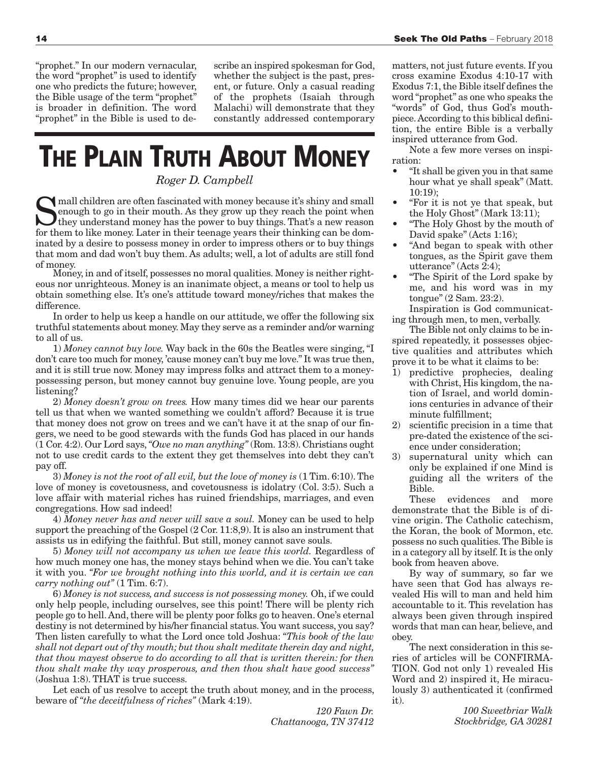"prophet." In our modern vernacular, the word "prophet" is used to identify one who predicts the future; however, the Bible usage of the term "prophet" is broader in definition. The word "prophet" in the Bible is used to describe an inspired spokesman for God, whether the subject is the past, present, or future. Only a casual reading of the prophets (Isaiah through Malachi) will demonstrate that they constantly addressed contemporary matters, not just future events. If you cross examine Exodus 4:10-17 with Exodus 7:1, the Bible itself defines the word "prophet" as one who speaks the "words" of God, thus God's mouthpiece. According to this biblical definition, the entire Bible is a verbally inspired utterance from God.

Note a few more verses on inspiration:

- "It shall be given you in that same hour what ye shall speak" (Matt. 10:19);
- "For it is not ye that speak, but the Holy Ghost" (Mark 13:11);
- "The Holy Ghost by the mouth of David spake" (Acts 1:16);
- "And began to speak with other tongues, as the Spirit gave them utterance" (Acts 2:4);
- "The Spirit of the Lord spake by me, and his word was in my tongue" (2 Sam. 23:2).

Inspiration is God communicating through men, to men, verbally.

The Bible not only claims to be inspired repeatedly, it possesses objective qualities and attributes which prove it to be what it claims to be:

1) predictive prophecies, dealing with Christ, His kingdom, the nation of Israel, and world dominions centuries in advance of their minute fulfillment;
2) scientific precision in a time that pre-dated the existence of the science under consideration;
3) supernatural unity which can only be explained if one Mind is guiding all the writers of the Bible.

These evidences and more demonstrate that the Bible is of divine origin. The Catholic catechism, the Koran, the book of Mormon, etc. possess no such qualities. The Bible is in a category all by itself. It is the only book from heaven above.

By way of summary, so far we have seen that God has always revealed His will to man and held him accountable to it. This revelation has always been given through inspired words that man can hear, believe, and obey.

The next consideration in this series of articles will be CONFIRMATION. God not only 1) revealed His Word and 2) inspired it, He miraculously 3) authenticated it (confirmed it).

*100 Sweetbriar Walk*
*Stockbridge, GA 30281*

# The Plain Truth About Money

*Roger D. Campbell*

Small children are often fascinated with money because it's shiny and small enough to go in their mouth. As they grow up they reach the point when they understand money has the power to buy things. That's a new reason for them to like money. Later in their teenage years their thinking can be dominated by a desire to possess money in order to impress others or to buy things that mom and dad won't buy them. As adults; well, a lot of adults are still fond of money.

Money, in and of itself, possesses no moral qualities. Money is neither righteous nor unrighteous. Money is an inanimate object, a means or tool to help us obtain something else. It's one's attitude toward money/riches that makes the difference.

In order to help us keep a handle on our attitude, we offer the following six truthful statements about money. May they serve as a reminder and/or warning to all of us.

1) *Money cannot buy love.* Way back in the 60s the Beatles were singing, "I don't care too much for money, 'cause money can't buy me love." It was true then, and it is still true now. Money may impress folks and attract them to a money-possessing person, but money cannot buy genuine love. Young people, are you listening?

2) *Money doesn't grow on trees.* How many times did we hear our parents tell us that when we wanted something we couldn't afford? Because it is true that money does not grow on trees and we can't have it at the snap of our fingers, we need to be good stewards with the funds God has placed in our hands (1 Cor. 4:2). Our Lord says, *"Owe no man anything"* (Rom. 13:8). Christians ought not to use credit cards to the extent they get themselves into debt they can't pay off.

3) *Money is not the root of all evil, but the love of money is* (1 Tim. 6:10). The love of money is covetousness, and covetousness is idolatry (Col. 3:5). Such a love affair with material riches has ruined friendships, marriages, and even congregations. How sad indeed!

4) *Money never has and never will save a soul.* Money can be used to help support the preaching of the Gospel (2 Cor. 11:8,9). It is also an instrument that assists us in edifying the faithful. But still, money cannot save souls.

5) *Money will not accompany us when we leave this world.* Regardless of how much money one has, the money stays behind when we die. You can't take it with you. *"For we brought nothing into this world, and it is certain we can carry nothing out"* (1 Tim. 6:7).

6) *Money is not success, and success is not possessing money.* Oh, if we could only help people, including ourselves, see this point! There will be plenty rich people go to hell. And, there will be plenty poor folks go to heaven. One's eternal destiny is not determined by his/her financial status. You want success, you say? Then listen carefully to what the Lord once told Joshua: *"This book of the law shall not depart out of thy mouth; but thou shalt meditate therein day and night, that thou mayest observe to do according to all that is written therein: for then thou shalt make thy way prosperous, and then thou shalt have good success"* (Joshua 1:8). THAT is true success.

Let each of us resolve to accept the truth about money, and in the process, beware of *"the deceitfulness of riches"* (Mark 4:19).

*120 Fawn Dr.*
*Chattanooga, TN 37412*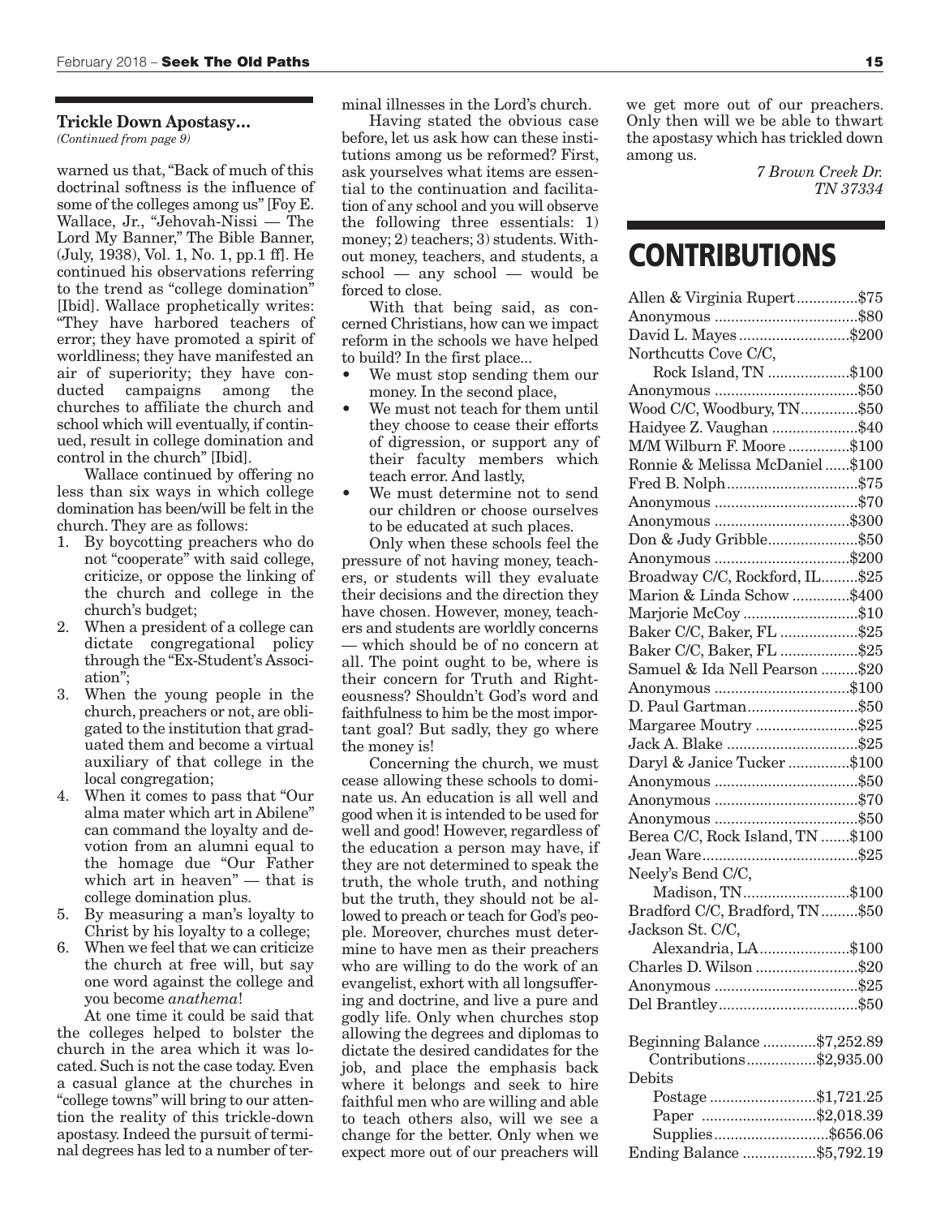### Trickle Down Apostasy...

*(Continued from page 9)*

warned us that, "Back of much of this doctrinal softness is the influence of some of the colleges among us" [Foy E. Wallace, Jr., "Jehovah-Nissi — The Lord My Banner," The Bible Banner, (July, 1938), Vol. 1, No. 1, pp.1 ff]. He continued his observations referring to the trend as "college domination" [Ibid]. Wallace prophetically writes: "They have harbored teachers of error; they have promoted a spirit of worldliness; they have manifested an air of superiority; they have conducted campaigns among the churches to affiliate the church and school which will eventually, if continued, result in college domination and control in the church" [Ibid].

Wallace continued by offering no less than six ways in which college domination has been/will be felt in the church. They are as follows:

1. By boycotting preachers who do not "cooperate" with said college, criticize, or oppose the linking of the church and college in the church's budget;
2. When a president of a college can dictate congregational policy through the "Ex-Student's Association";
3. When the young people in the church, preachers or not, are obligated to the institution that graduated them and become a virtual auxiliary of that college in the local congregation;
4. When it comes to pass that "Our alma mater which art in Abilene" can command the loyalty and devotion from an alumni equal to the homage due "Our Father which art in heaven" — that is college domination plus.
5. By measuring a man's loyalty to Christ by his loyalty to a college;
6. When we feel that we can criticize the church at free will, but say one word against the college and you become *anathema*!

At one time it could be said that the colleges helped to bolster the church in the area which it was located. Such is not the case today. Even a casual glance at the churches in "college towns" will bring to our attention the reality of this trickle-down apostasy. Indeed the pursuit of terminal degrees has led to a number of terminal illnesses in the Lord's church.

Having stated the obvious case before, let us ask how can these institutions among us be reformed? First, ask yourselves what items are essential to the continuation and facilitation of any school and you will observe the following three essentials: 1) money; 2) teachers; 3) students. Without money, teachers, and students, a school — any school — would be forced to close.

With that being said, as concerned Christians, how can we impact reform in the schools we have helped to build? In the first place...

- We must stop sending them our money. In the second place,
- We must not teach for them until they choose to cease their efforts of digression, or support any of their faculty members which teach error. And lastly,
- We must determine not to send our children or choose ourselves to be educated at such places.

Only when these schools feel the pressure of not having money, teachers, or students will they evaluate their decisions and the direction they have chosen. However, money, teachers and students are worldly concerns — which should be of no concern at all. The point ought to be, where is their concern for Truth and Righteousness? Shouldn't God's word and faithfulness to him be the most important goal? But sadly, they go where the money is!

Concerning the church, we must cease allowing these schools to dominate us. An education is all well and good when it is intended to be used for well and good! However, regardless of the education a person may have, if they are not determined to speak the truth, the whole truth, and nothing but the truth, they should not be allowed to preach or teach for God's people. Moreover, churches must determine to have men as their preachers who are willing to do the work of an evangelist, exhort with all longsuffering and doctrine, and live a pure and godly life. Only when churches stop allowing the degrees and diplomas to dictate the desired candidates for the job, and place the emphasis back where it belongs and seek to hire faithful men who are willing and able to teach others also, will we see a change for the better. Only when we expect more out of our preachers will we get more out of our preachers. Only then will we be able to thwart the apostasy which has trickled down among us.

*7 Brown Creek Dr.*
*TN 37334*

# CONTRIBUTIONS

| | |
|---|---|
| Allen & Virginia Rupert | $75 |
| Anonymous | $80 |
| David L. Mayes | $200 |
| Northcutts Cove C/C, Rock Island, TN | $100 |
| Anonymous | $50 |
| Wood C/C, Woodbury, TN | $50 |
| Haidyee Z. Vaughan | $40 |
| M/M Wilburn F. Moore | $100 |
| Ronnie & Melissa McDaniel | $100 |
| Fred B. Nolph | $75 |
| Anonymous | $70 |
| Anonymous | $300 |
| Don & Judy Gribble | $50 |
| Anonymous | $200 |
| Broadway C/C, Rockford, IL | $25 |
| Marion & Linda Schow | $400 |
| Marjorie McCoy | $10 |
| Baker C/C, Baker, FL | $25 |
| Baker C/C, Baker, FL | $25 |
| Samuel & Ida Nell Pearson | $20 |
| Anonymous | $100 |
| D. Paul Gartman | $50 |
| Margaree Moutry | $25 |
| Jack A. Blake | $25 |
| Daryl & Janice Tucker | $100 |
| Anonymous | $50 |
| Anonymous | $70 |
| Anonymous | $50 |
| Berea C/C, Rock Island, TN | $100 |
| Jean Ware | $25 |
| Neely's Bend C/C, Madison, TN | $100 |
| Bradford C/C, Bradford, TN | $50 |
| Jackson St. C/C, Alexandria, LA | $100 |
| Charles D. Wilson | $20 |
| Anonymous | $25 |
| Del Brantley | $50 |

| | |
|---|---|
| Beginning Balance | $7,252.89 |
| Contributions | $2,935.00 |
| Debits | |
| Postage | $1,721.25 |
| Paper | $2,018.39 |
| Supplies | $656.06 |
| Ending Balance | $5,792.19 |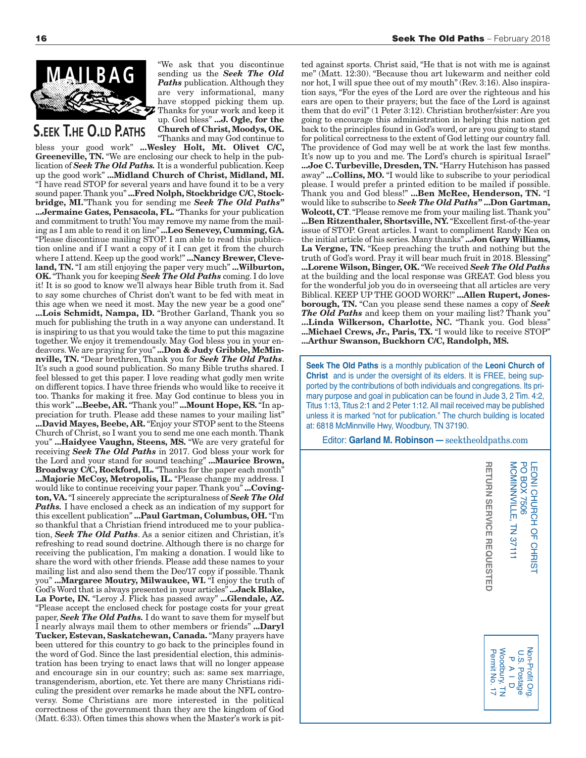# MAILBAG

## Seek The Old Paths

"We ask that you discontinue sending us the ***Seek The Old Paths*** publication. Although they are very informational, many have stopped picking them up. Thanks for your work and keep it up. God bless" **...J. Ogle, for the Church of Christ, Moodys, OK.** "Thanks and may God continue to bless your good work" **...Wesley Holt, Mt. Olivet C/C, Greeneville, TN.** "We are enclosing our check to help in the publication of ***Seek The Old Paths.*** It is a wonderful publication. Keep up the good work" **...Midland Church of Christ, Midland, MI.** "I have read STOP for several years and have found it to be a very sound paper. Thank you" **...Fred Nolph, Stockbridge C/C, Stockbridge, MI.**"Thank you for sending me ***Seek The Old Paths"*** **...Jermaine Gates, Pensacola, FL.** "Thanks for your publication and commitment to truth! You may remove my name from the mailing as I am able to read it on line" **...Leo Senevey, Cumming, GA.** "Please discontinue mailing STOP. I am able to read this publication online and if I want a copy of it I can get it from the church where I attend. Keep up the good work!" **...Nancy Brewer, Cleveland, TN.** "I am still enjoying the paper very much" **...Wilburton, OK.** "Thank you for keeping ***Seek The Old Paths*** coming. I do love it! It is so good to know we'll always hear Bible truth from it. Sad to say some churches of Christ don't want to be fed with meat in this age when we need it most. May the new year be a good one" **...Lois Schmidt, Nampa, ID.** "Brother Garland, Thank you so much for publishing the truth in a way anyone can understand. It is inspiring to us that you would take the time to put this magazine together. We enjoy it tremendously. May God bless you in your endeavors. We are praying for you" **...Don & Judy Gribble, McMinnville, TN.** "Dear brethren, Thank you for ***Seek The Old Paths***. It's such a good sound publication. So many Bible truths shared. I feel blessed to get this paper. I love reading what godly men write on different topics. I have three friends who would like to receive it too. Thanks for making it free. May God continue to bless you in this work" **...Beebe, AR.** "Thank you!" **...Mount Hope, KS.** "In appreciation for truth. Please add these names to your mailing list" **...David Mayes, Beebe, AR.** "Enjoy your STOP sent to the Steens Church of Christ, so I want you to send me one each month. Thank you" **...Haidyee Vaughn, Steens, MS.** "We are very grateful for receiving ***Seek The Old Paths*** in 2017. God bless your work for the Lord and your stand for sound teaching" **...Maurice Brown, Broadway C/C, Rockford, IL.** "Thanks for the paper each month" **...Majorie McCoy, Metropolis, IL.** "Please change my address. I would like to continue receiving your paper. Thank you" **...Covington, VA.** "I sincerely appreciate the scripturalness of ***Seek The Old Paths.*** I have enclosed a check as an indication of my support for this excellent publication" **...Paul Gartman, Columbus, OH.** "I'm so thankful that a Christian friend introduced me to your publication, ***Seek The Old Paths***. As a senior citizen and Christian, it's refreshing to read sound doctrine. Although there is no charge for receiving the publication, I'm making a donation. I would like to share the word with other friends. Please add these names to your mailing list and also send them the Dec/17 copy if possible. Thank you" **...Margaree Moutry, Milwaukee, WI.** "I enjoy the truth of God's Word that is always presented in your articles" **...Jack Blake, La Porte, IN.** "Leroy J. Flick has passed away" **...Glendale, AZ.** "Please accept the enclosed check for postage costs for your great paper, ***Seek The Old Paths.*** I do want to save them for myself but I nearly always mail them to other members or friends" **...Daryl Tucker, Estevan, Saskatchewan, Canada.** "Many prayers have been uttered for this country to go back to the principles found in the word of God. Since the last presidential election, this administration has been trying to enact laws that will no longer appease and encourage sin in our country; such as: same sex marriage, transgenderism, abortion, etc. Yet there are many Christians ridiculing the president over remarks he made about the NFL controversy. Some Christians are more interested in the political correctness of the government than they are the kingdom of God (Matt. 6:33). Often times this shows when the Master's work is pitted against sports. Christ said, "He that is not with me is against me" (Matt. 12:30). "Because thou art lukewarm and neither cold nor hot, I will spue thee out of my mouth" (Rev. 3:16). Also inspiration says, "For the eyes of the Lord are over the righteous and his ears are open to their prayers; but the face of the Lord is against them that do evil" (1 Peter 3:12). Christian brother/sister: Are you going to encourage this administration in helping this nation get back to the principles found in God's word, or are you going to stand for political correctness to the extent of God letting our country fall. The providence of God may well be at work the last few months. It's now up to you and me. The Lord's church is spiritual Israel" **...Joe C. Turbeville, Dresden, TN.** "Harry Hutchison has passed away" **...Collins, MO.** "I would like to subscribe to your periodical please. I would prefer a printed edition to be mailed if possible. Thank you and God bless!" **...Ben McRee, Henderson, TN.** "I would like to subscribe to ***Seek The Old Paths"*** **...Don Gartman, Wolcott, CT**. "Please remove me from your mailing list. Thank you" **...Ben Ritzenthaler, Shortsville, NY.** "Excellent first-of-the-year issue of STOP. Great articles. I want to compliment Randy Kea on the initial article of his series. Many thanks" **...Jon Gary Williams, La Vergne, TN.** "Keep preaching the truth and nothing but the truth of God's word. Pray it will bear much fruit in 2018. Blessing" **...Lorene Wilson, Binger, OK.** "We received ***Seek The Old Paths*** at the building and the local response was GREAT. God bless you for the wonderful job you do in overseeing that all articles are very Biblical. KEEP UP THE GOOD WORK!" **...Allen Rupert, Jonesborough, TN.** "Can you please send these names a copy of ***Seek The Old Paths*** and keep them on your mailing list? Thank you" **...Linda Wilkerson, Charlotte, NC.** "Thank you. God bless" **...Michael Crews, Jr., Paris, TX.** "I would like to receive STOP" **...Arthur Swanson, Buckhorn C/C, Randolph, MS.**

---

**Seek The Old Paths** is a monthly publication of the **Leoni Church of Christ** and is under the oversight of its elders. It is FREE, being supported by the contributions of both individuals and congregations. Its primary purpose and goal in publication can be found in Jude 3, 2 Tim. 4:2, Titus 1:13, Titus 2:1 and 2 Peter 1:12. All mail received may be published unless it is marked "not for publication." The church building is located at: 6818 McMinnville Hwy, Woodbury, TN 37190.

Editor: **Garland M. Robinson —** seektheoldpaths.com

LEONI CHURCH OF CHRIST
PO BOX 7506
MCMINNVILLE, TN 37111

RETURN SERVICE REQUESTED

Non-Profit Org.
U.S. Postage
P A I D
Woodbury, TN
Permit No. 17